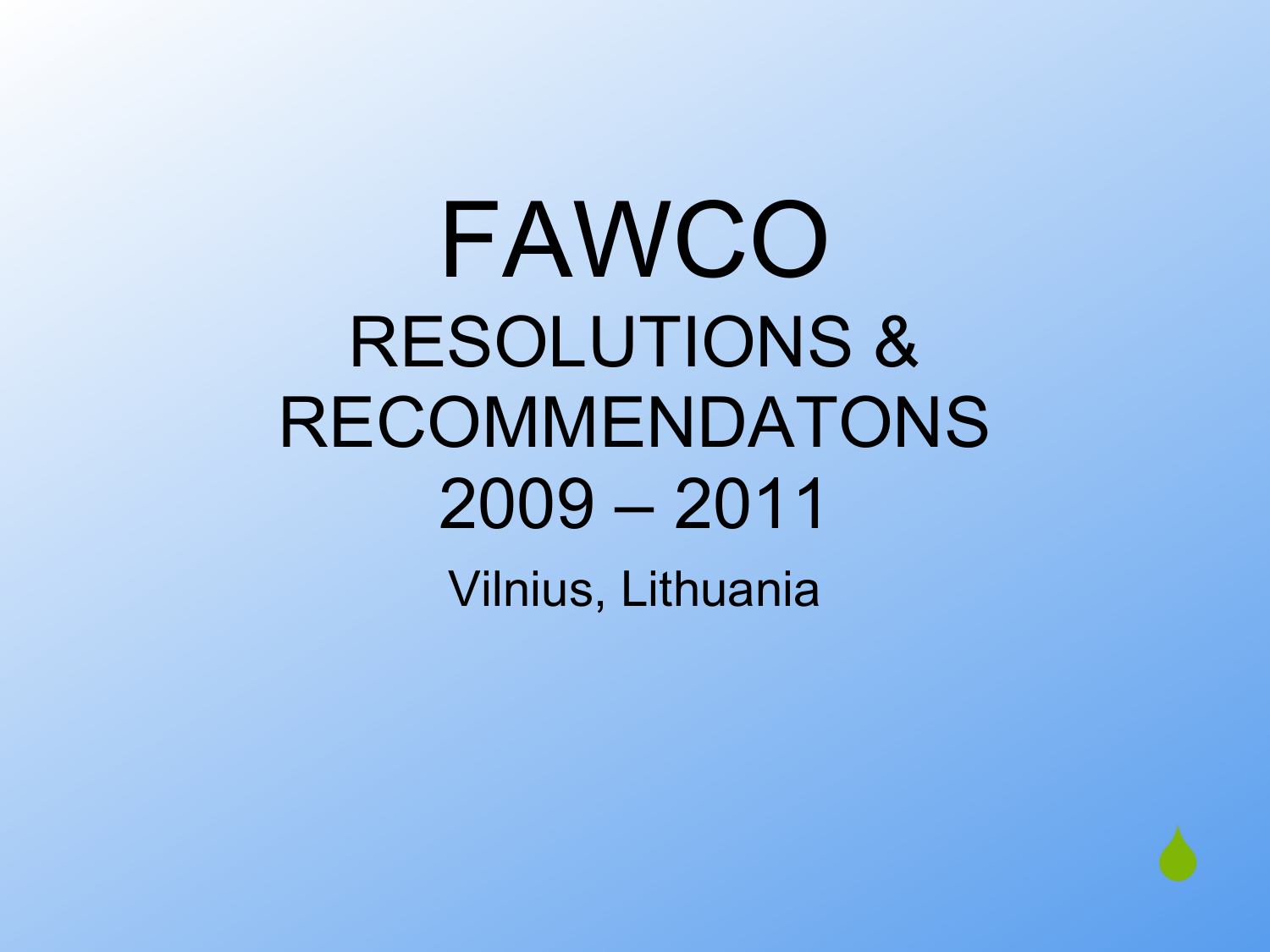# FAWCO

## RESOLUTIONS & RECOMMENDATONS 2009 – 2011

Vilnius, Lithuania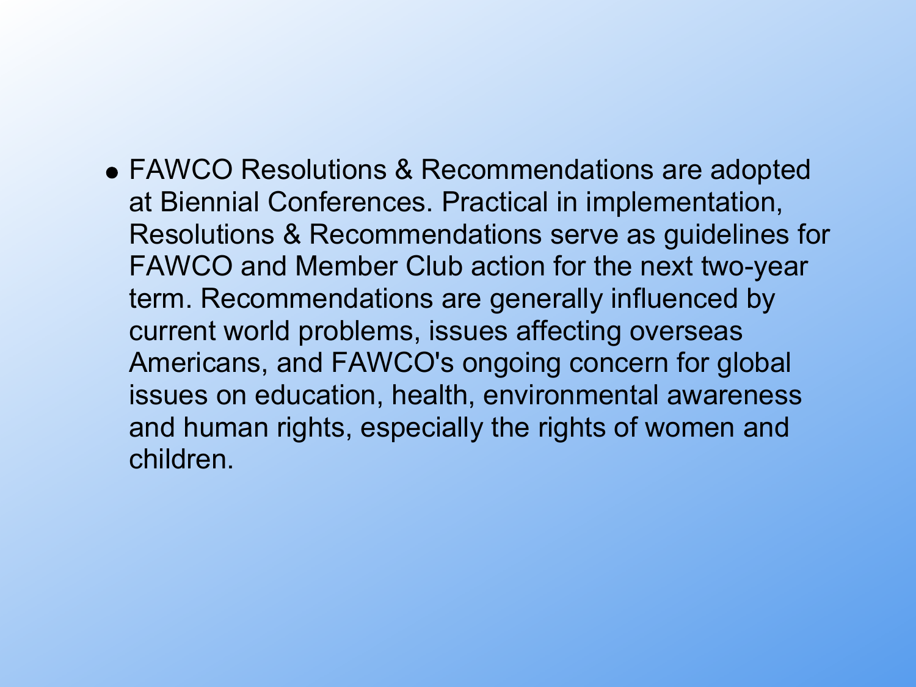- FAWCO Resolutions & Recommendations are adopted at Biennial Conferences. Practical in implementation, Resolutions & Recommendations serve as guidelines for FAWCO and Member Club action for the next two-year term. Recommendations are generally influenced by current world problems, issues affecting overseas Americans, and FAWCO's ongoing concern for global issues on education, health, environmental awareness and human rights, especially the rights of women and children.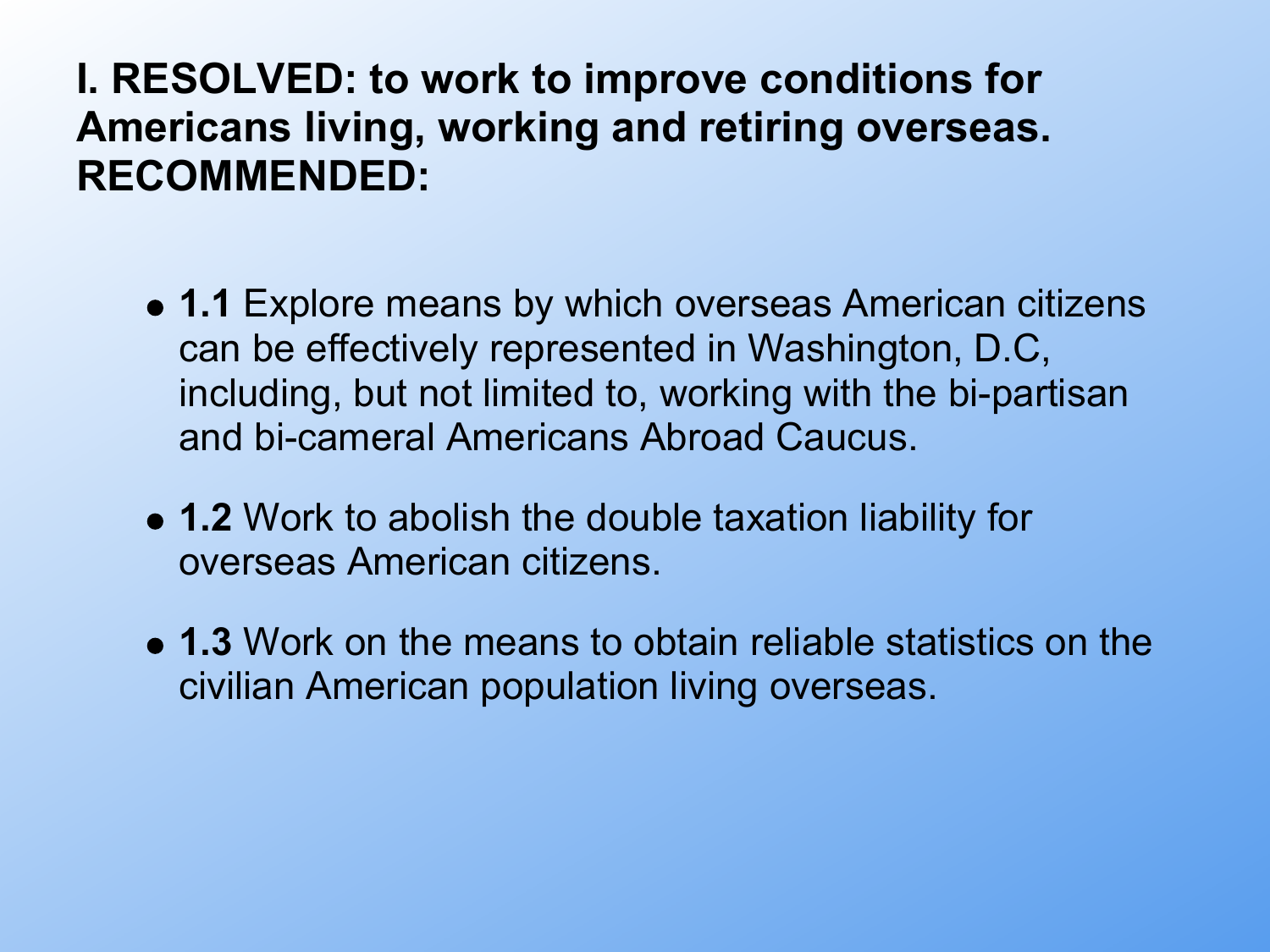**I. RESOLVED: to work to improve conditions for Americans living, working and retiring overseas. RECOMMENDED:**

- **1.1** Explore means by which overseas American citizens can be effectively represented in Washington, D.C, including, but not limited to, working with the bi-partisan and bi-cameral Americans Abroad Caucus.
- **1.2** Work to abolish the double taxation liability for overseas American citizens.
- **1.3** Work on the means to obtain reliable statistics on the civilian American population living overseas.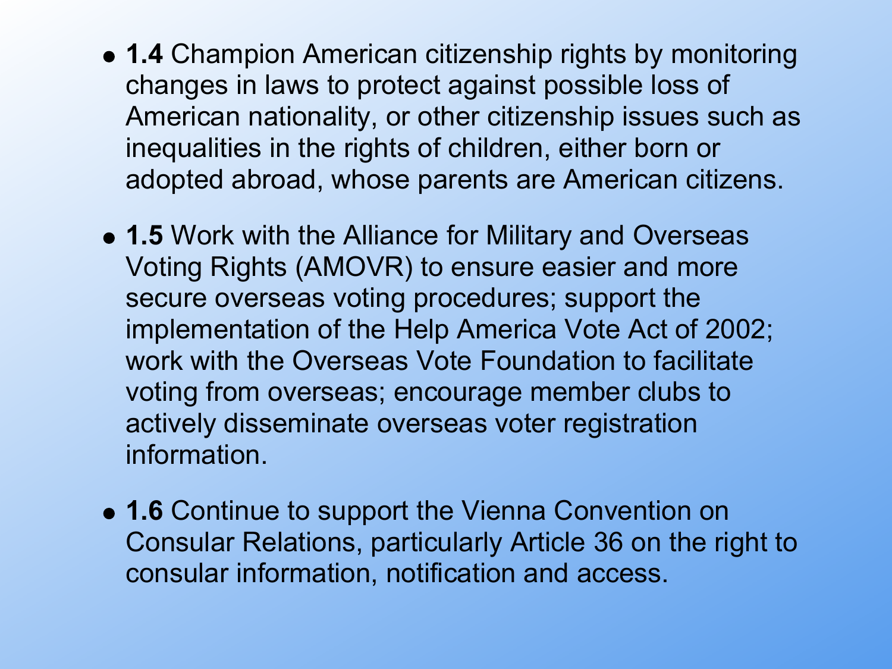- **1.4** Champion American citizenship rights by monitoring changes in laws to protect against possible loss of American nationality, or other citizenship issues such as inequalities in the rights of children, either born or adopted abroad, whose parents are American citizens.

- **1.5** Work with the Alliance for Military and Overseas Voting Rights (AMOVR) to ensure easier and more secure overseas voting procedures; support the implementation of the Help America Vote Act of 2002; work with the Overseas Vote Foundation to facilitate voting from overseas; encourage member clubs to actively disseminate overseas voter registration information.

- **1.6** Continue to support the Vienna Convention on Consular Relations, particularly Article 36 on the right to consular information, notification and access.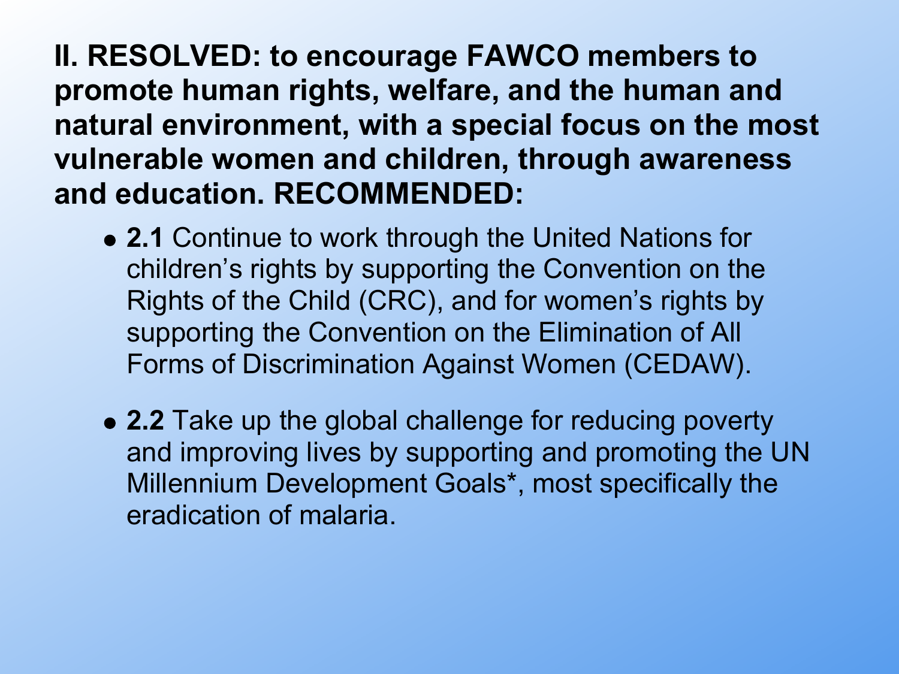**II. RESOLVED: to encourage FAWCO members to promote human rights, welfare, and the human and natural environment, with a special focus on the most vulnerable women and children, through awareness and education. RECOMMENDED:**

- **2.1** Continue to work through the United Nations for children's rights by supporting the Convention on the Rights of the Child (CRC), and for women's rights by supporting the Convention on the Elimination of All Forms of Discrimination Against Women (CEDAW).

- **2.2** Take up the global challenge for reducing poverty and improving lives by supporting and promoting the UN Millennium Development Goals*, most specifically the eradication of malaria.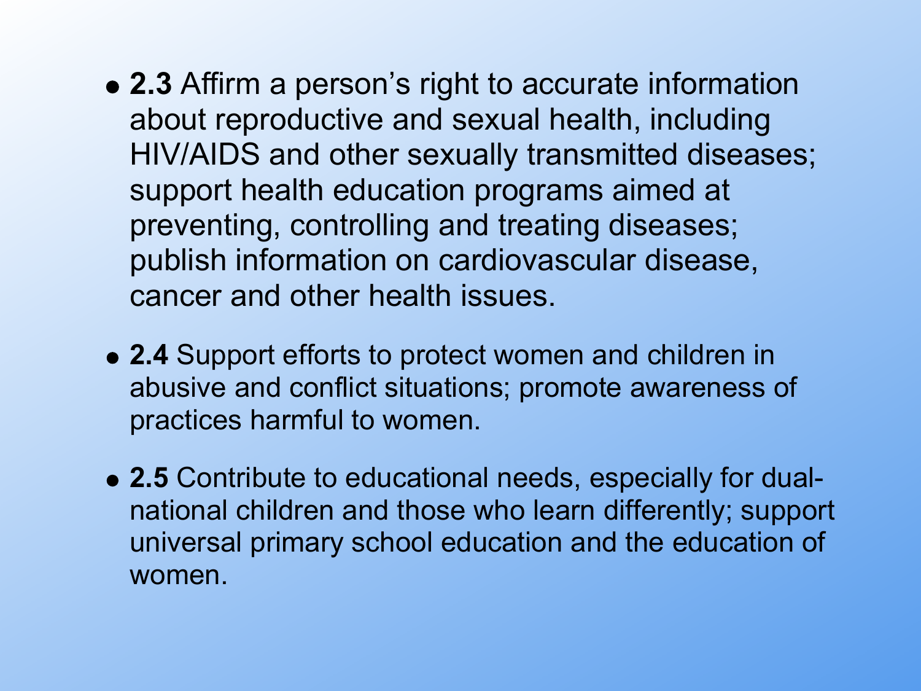- **2.3** Affirm a person's right to accurate information about reproductive and sexual health, including HIV/AIDS and other sexually transmitted diseases; support health education programs aimed at preventing, controlling and treating diseases; publish information on cardiovascular disease, cancer and other health issues.

- **2.4** Support efforts to protect women and children in abusive and conflict situations; promote awareness of practices harmful to women.

- **2.5** Contribute to educational needs, especially for dual-national children and those who learn differently; support universal primary school education and the education of women.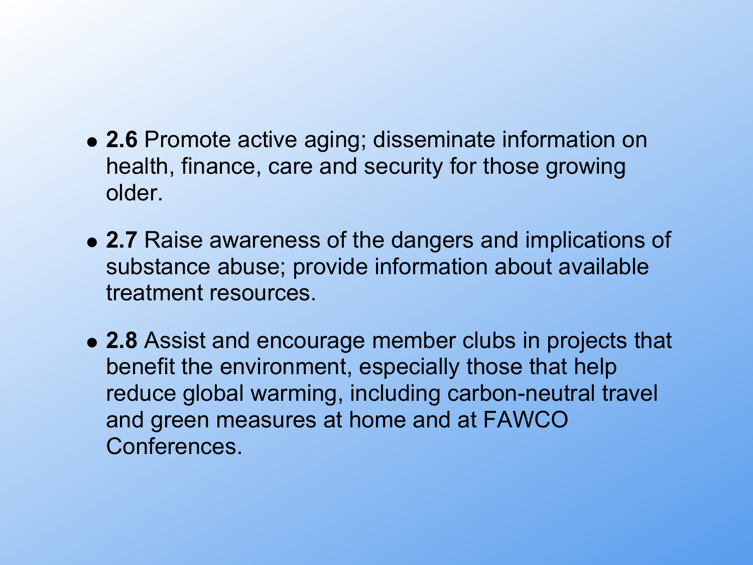- **2.6** Promote active aging; disseminate information on health, finance, care and security for those growing older.
- **2.7** Raise awareness of the dangers and implications of substance abuse; provide information about available treatment resources.
- **2.8** Assist and encourage member clubs in projects that benefit the environment, especially those that help reduce global warming, including carbon-neutral travel and green measures at home and at FAWCO Conferences.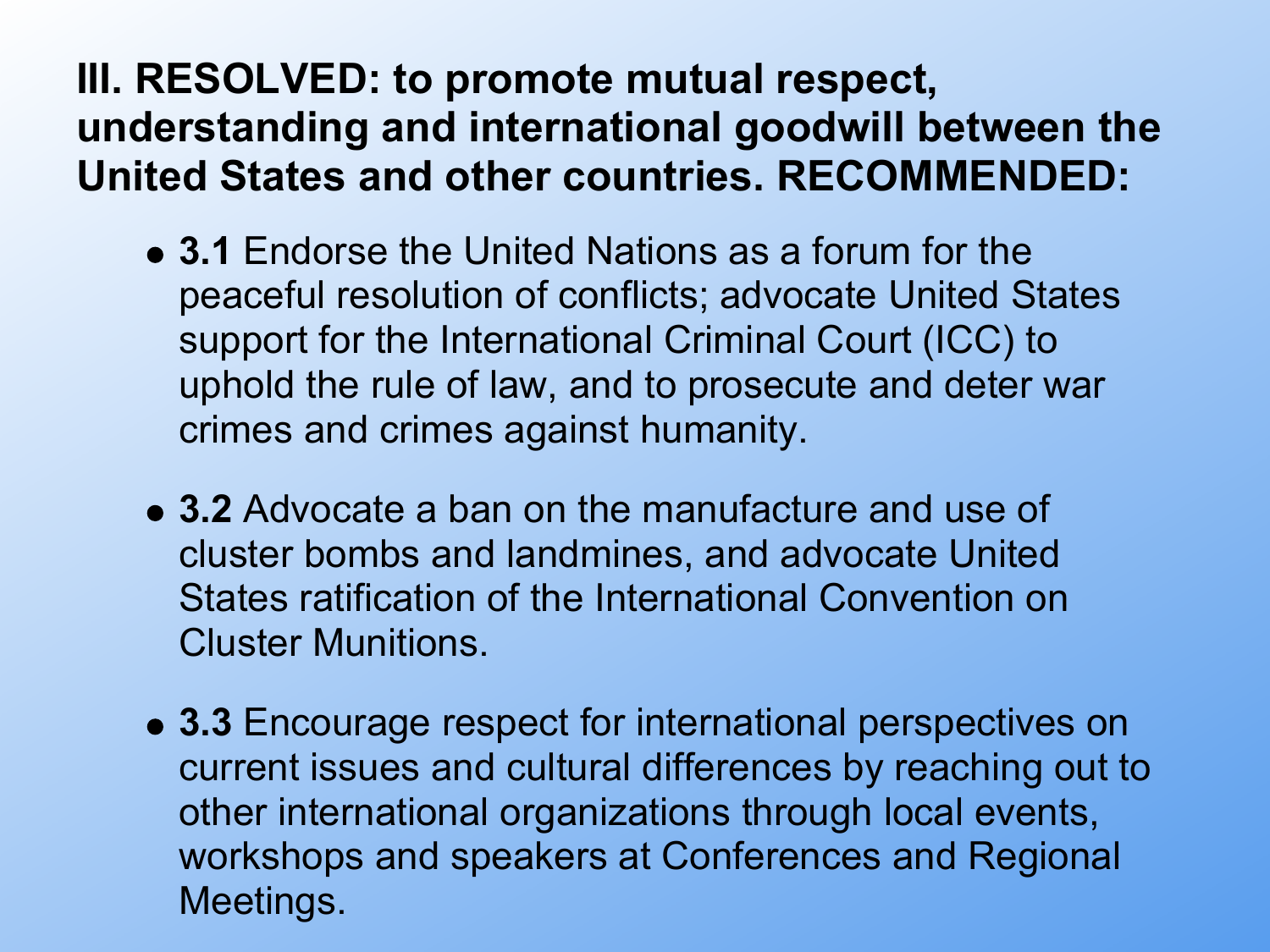## III. RESOLVED: to promote mutual respect, understanding and international goodwill between the United States and other countries. RECOMMENDED:

- **3.1** Endorse the United Nations as a forum for the peaceful resolution of conflicts; advocate United States support for the International Criminal Court (ICC) to uphold the rule of law, and to prosecute and deter war crimes and crimes against humanity.
- **3.2** Advocate a ban on the manufacture and use of cluster bombs and landmines, and advocate United States ratification of the International Convention on Cluster Munitions.
- **3.3** Encourage respect for international perspectives on current issues and cultural differences by reaching out to other international organizations through local events, workshops and speakers at Conferences and Regional Meetings.